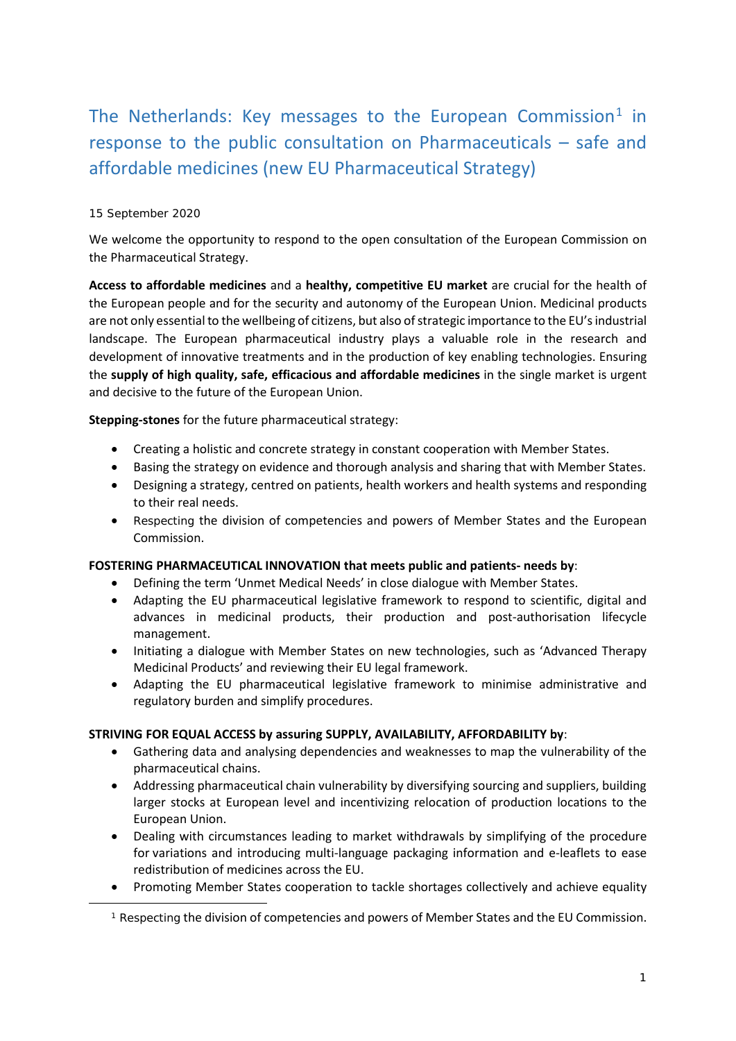# The Netherlands: Key messages to the European Commission[1] in response to the public consultation on Pharmaceuticals – safe and affordable medicines (new EU Pharmaceutical Strategy)

15 September 2020

We welcome the opportunity to respond to the open consultation of the European Commission on the Pharmaceutical Strategy.

**Access to affordable medicines** and a **healthy, competitive EU market** are crucial for the health of the European people and for the security and autonomy of the European Union. Medicinal products are not only essential to the wellbeing of citizens, but also of strategic importance to the EU's industrial landscape. The European pharmaceutical industry plays a valuable role in the research and development of innovative treatments and in the production of key enabling technologies. Ensuring the **supply of high quality, safe, efficacious and affordable medicines** in the single market is urgent and decisive to the future of the European Union.

**Stepping-stones** for the future pharmaceutical strategy:

- Creating a holistic and concrete strategy in constant cooperation with Member States.
- Basing the strategy on evidence and thorough analysis and sharing that with Member States.
- Designing a strategy, centred on patients, health workers and health systems and responding to their real needs.
- Respecting the division of competencies and powers of Member States and the European Commission.

**FOSTERING PHARMACEUTICAL INNOVATION that meets public and patients- needs by**:

- Defining the term 'Unmet Medical Needs' in close dialogue with Member States.
- Adapting the EU pharmaceutical legislative framework to respond to scientific, digital and advances in medicinal products, their production and post-authorisation lifecycle management.
- Initiating a dialogue with Member States on new technologies, such as 'Advanced Therapy Medicinal Products' and reviewing their EU legal framework.
- Adapting the EU pharmaceutical legislative framework to minimise administrative and regulatory burden and simplify procedures.

**STRIVING FOR EQUAL ACCESS by assuring SUPPLY, AVAILABILITY, AFFORDABILITY by**:

- Gathering data and analysing dependencies and weaknesses to map the vulnerability of the pharmaceutical chains.
- Addressing pharmaceutical chain vulnerability by diversifying sourcing and suppliers, building larger stocks at European level and incentivizing relocation of production locations to the European Union.
- Dealing with circumstances leading to market withdrawals by simplifying of the procedure for variations and introducing multi-language packaging information and e-leaflets to ease redistribution of medicines across the EU.
- Promoting Member States cooperation to tackle shortages collectively and achieve equality

[1] Respecting the division of competencies and powers of Member States and the EU Commission.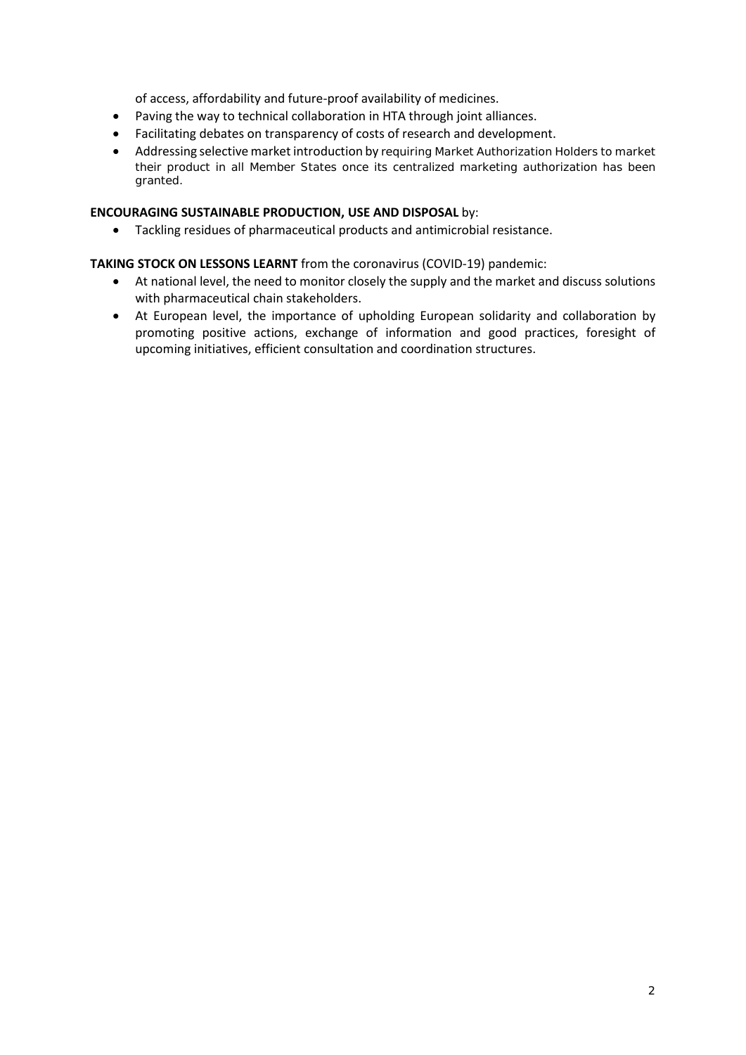of access, affordability and future-proof availability of medicines.

- Paving the way to technical collaboration in HTA through joint alliances.
- Facilitating debates on transparency of costs of research and development.
- Addressing selective market introduction by requiring Market Authorization Holders to market their product in all Member States once its centralized marketing authorization has been granted.

**ENCOURAGING SUSTAINABLE PRODUCTION, USE AND DISPOSAL** by:

- Tackling residues of pharmaceutical products and antimicrobial resistance.

**TAKING STOCK ON LESSONS LEARNT** from the coronavirus (COVID-19) pandemic:

- At national level, the need to monitor closely the supply and the market and discuss solutions with pharmaceutical chain stakeholders.
- At European level, the importance of upholding European solidarity and collaboration by promoting positive actions, exchange of information and good practices, foresight of upcoming initiatives, efficient consultation and coordination structures.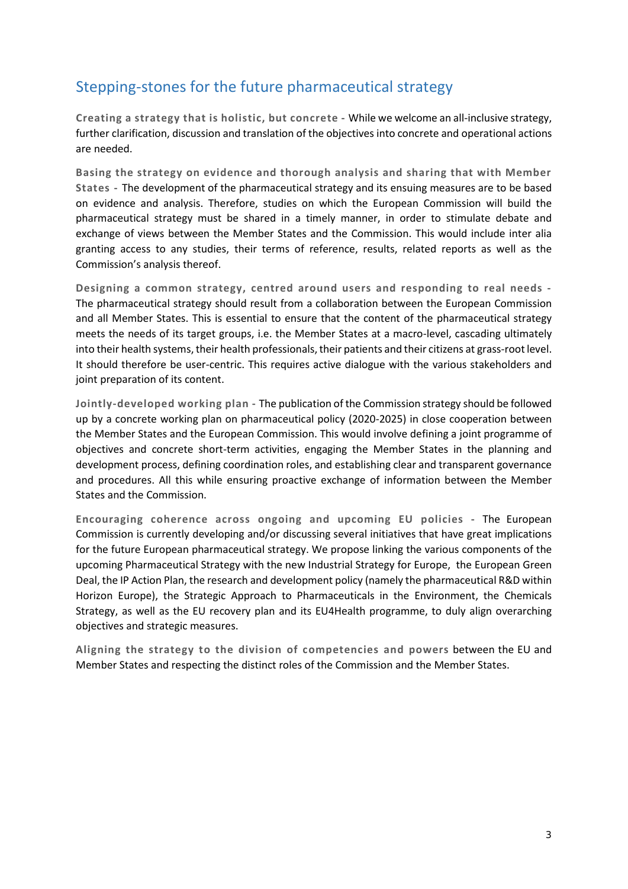## Stepping-stones for the future pharmaceutical strategy

**Creating a strategy that is holistic, but concrete -** While we welcome an all-inclusive strategy, further clarification, discussion and translation of the objectives into concrete and operational actions are needed.

**Basing the strategy on evidence and thorough analysis and sharing that with Member States -** The development of the pharmaceutical strategy and its ensuing measures are to be based on evidence and analysis. Therefore, studies on which the European Commission will build the pharmaceutical strategy must be shared in a timely manner, in order to stimulate debate and exchange of views between the Member States and the Commission. This would include inter alia granting access to any studies, their terms of reference, results, related reports as well as the Commission's analysis thereof.

**Designing a common strategy, centred around users and responding to real needs -** The pharmaceutical strategy should result from a collaboration between the European Commission and all Member States. This is essential to ensure that the content of the pharmaceutical strategy meets the needs of its target groups, i.e. the Member States at a macro-level, cascading ultimately into their health systems, their health professionals, their patients and their citizens at grass-root level. It should therefore be user-centric. This requires active dialogue with the various stakeholders and joint preparation of its content.

**Jointly-developed working plan -** The publication of the Commission strategy should be followed up by a concrete working plan on pharmaceutical policy (2020-2025) in close cooperation between the Member States and the European Commission. This would involve defining a joint programme of objectives and concrete short-term activities, engaging the Member States in the planning and development process, defining coordination roles, and establishing clear and transparent governance and procedures. All this while ensuring proactive exchange of information between the Member States and the Commission.

**Encouraging coherence across ongoing and upcoming EU policies -** The European Commission is currently developing and/or discussing several initiatives that have great implications for the future European pharmaceutical strategy. We propose linking the various components of the upcoming Pharmaceutical Strategy with the new Industrial Strategy for Europe, the European Green Deal, the IP Action Plan, the research and development policy (namely the pharmaceutical R&D within Horizon Europe), the Strategic Approach to Pharmaceuticals in the Environment, the Chemicals Strategy, as well as the EU recovery plan and its EU4Health programme, to duly align overarching objectives and strategic measures.

**Aligning the strategy to the division of competencies and powers** between the EU and Member States and respecting the distinct roles of the Commission and the Member States.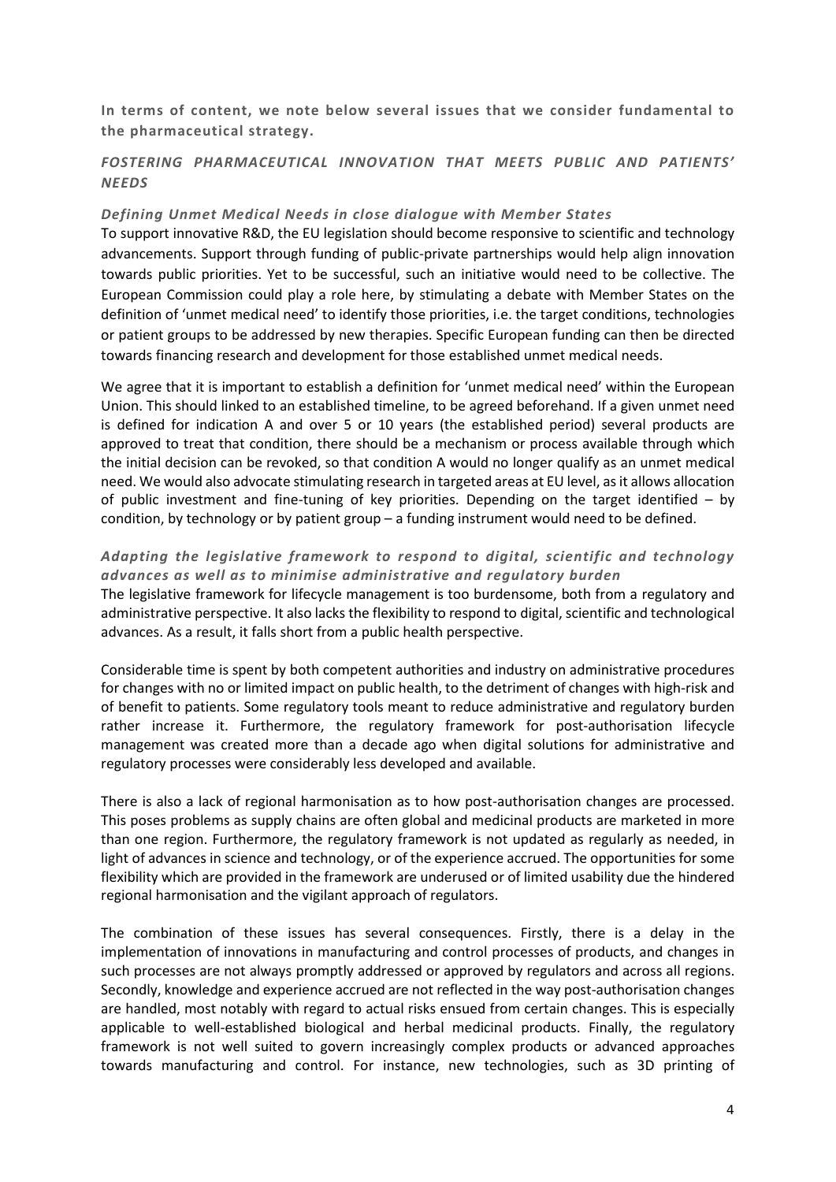**In terms of content, we note below several issues that we consider fundamental to the pharmaceutical strategy.**

## *FOSTERING PHARMACEUTICAL INNOVATION THAT MEETS PUBLIC AND PATIENTS' NEEDS*

### *Defining Unmet Medical Needs in close dialogue with Member States*

To support innovative R&D, the EU legislation should become responsive to scientific and technology advancements. Support through funding of public-private partnerships would help align innovation towards public priorities. Yet to be successful, such an initiative would need to be collective. The European Commission could play a role here, by stimulating a debate with Member States on the definition of 'unmet medical need' to identify those priorities, i.e. the target conditions, technologies or patient groups to be addressed by new therapies. Specific European funding can then be directed towards financing research and development for those established unmet medical needs.

We agree that it is important to establish a definition for 'unmet medical need' within the European Union. This should linked to an established timeline, to be agreed beforehand. If a given unmet need is defined for indication A and over 5 or 10 years (the established period) several products are approved to treat that condition, there should be a mechanism or process available through which the initial decision can be revoked, so that condition A would no longer qualify as an unmet medical need. We would also advocate stimulating research in targeted areas at EU level, as it allows allocation of public investment and fine-tuning of key priorities. Depending on the target identified – by condition, by technology or by patient group – a funding instrument would need to be defined.

### *Adapting the legislative framework to respond to digital, scientific and technology advances as well as to minimise administrative and regulatory burden*

The legislative framework for lifecycle management is too burdensome, both from a regulatory and administrative perspective. It also lacks the flexibility to respond to digital, scientific and technological advances. As a result, it falls short from a public health perspective.

Considerable time is spent by both competent authorities and industry on administrative procedures for changes with no or limited impact on public health, to the detriment of changes with high-risk and of benefit to patients. Some regulatory tools meant to reduce administrative and regulatory burden rather increase it. Furthermore, the regulatory framework for post-authorisation lifecycle management was created more than a decade ago when digital solutions for administrative and regulatory processes were considerably less developed and available.

There is also a lack of regional harmonisation as to how post-authorisation changes are processed. This poses problems as supply chains are often global and medicinal products are marketed in more than one region. Furthermore, the regulatory framework is not updated as regularly as needed, in light of advances in science and technology, or of the experience accrued. The opportunities for some flexibility which are provided in the framework are underused or of limited usability due the hindered regional harmonisation and the vigilant approach of regulators.

The combination of these issues has several consequences. Firstly, there is a delay in the implementation of innovations in manufacturing and control processes of products, and changes in such processes are not always promptly addressed or approved by regulators and across all regions. Secondly, knowledge and experience accrued are not reflected in the way post-authorisation changes are handled, most notably with regard to actual risks ensued from certain changes. This is especially applicable to well-established biological and herbal medicinal products. Finally, the regulatory framework is not well suited to govern increasingly complex products or advanced approaches towards manufacturing and control. For instance, new technologies, such as 3D printing of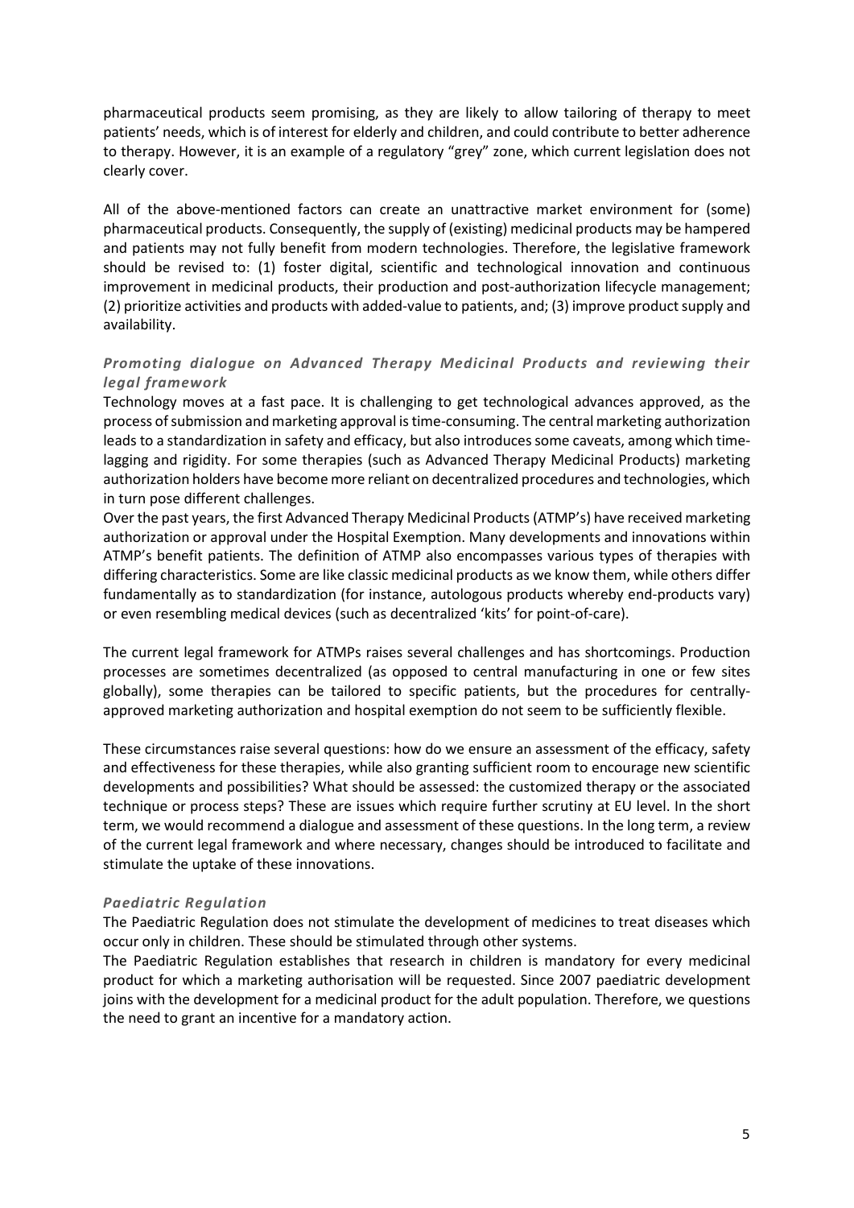pharmaceutical products seem promising, as they are likely to allow tailoring of therapy to meet patients' needs, which is of interest for elderly and children, and could contribute to better adherence to therapy. However, it is an example of a regulatory "grey" zone, which current legislation does not clearly cover.

All of the above-mentioned factors can create an unattractive market environment for (some) pharmaceutical products. Consequently, the supply of (existing) medicinal products may be hampered and patients may not fully benefit from modern technologies. Therefore, the legislative framework should be revised to: (1) foster digital, scientific and technological innovation and continuous improvement in medicinal products, their production and post-authorization lifecycle management; (2) prioritize activities and products with added-value to patients, and; (3) improve product supply and availability.

### *Promoting dialogue on Advanced Therapy Medicinal Products and reviewing their legal framework*

Technology moves at a fast pace. It is challenging to get technological advances approved, as the process of submission and marketing approval is time-consuming. The central marketing authorization leads to a standardization in safety and efficacy, but also introduces some caveats, among which time-lagging and rigidity. For some therapies (such as Advanced Therapy Medicinal Products) marketing authorization holders have become more reliant on decentralized procedures and technologies, which in turn pose different challenges.

Over the past years, the first Advanced Therapy Medicinal Products (ATMP's) have received marketing authorization or approval under the Hospital Exemption. Many developments and innovations within ATMP's benefit patients. The definition of ATMP also encompasses various types of therapies with differing characteristics. Some are like classic medicinal products as we know them, while others differ fundamentally as to standardization (for instance, autologous products whereby end-products vary) or even resembling medical devices (such as decentralized 'kits' for point-of-care).

The current legal framework for ATMPs raises several challenges and has shortcomings. Production processes are sometimes decentralized (as opposed to central manufacturing in one or few sites globally), some therapies can be tailored to specific patients, but the procedures for centrally-approved marketing authorization and hospital exemption do not seem to be sufficiently flexible.

These circumstances raise several questions: how do we ensure an assessment of the efficacy, safety and effectiveness for these therapies, while also granting sufficient room to encourage new scientific developments and possibilities? What should be assessed: the customized therapy or the associated technique or process steps? These are issues which require further scrutiny at EU level. In the short term, we would recommend a dialogue and assessment of these questions. In the long term, a review of the current legal framework and where necessary, changes should be introduced to facilitate and stimulate the uptake of these innovations.

### *Paediatric Regulation*

The Paediatric Regulation does not stimulate the development of medicines to treat diseases which occur only in children. These should be stimulated through other systems.

The Paediatric Regulation establishes that research in children is mandatory for every medicinal product for which a marketing authorisation will be requested. Since 2007 paediatric development joins with the development for a medicinal product for the adult population. Therefore, we questions the need to grant an incentive for a mandatory action.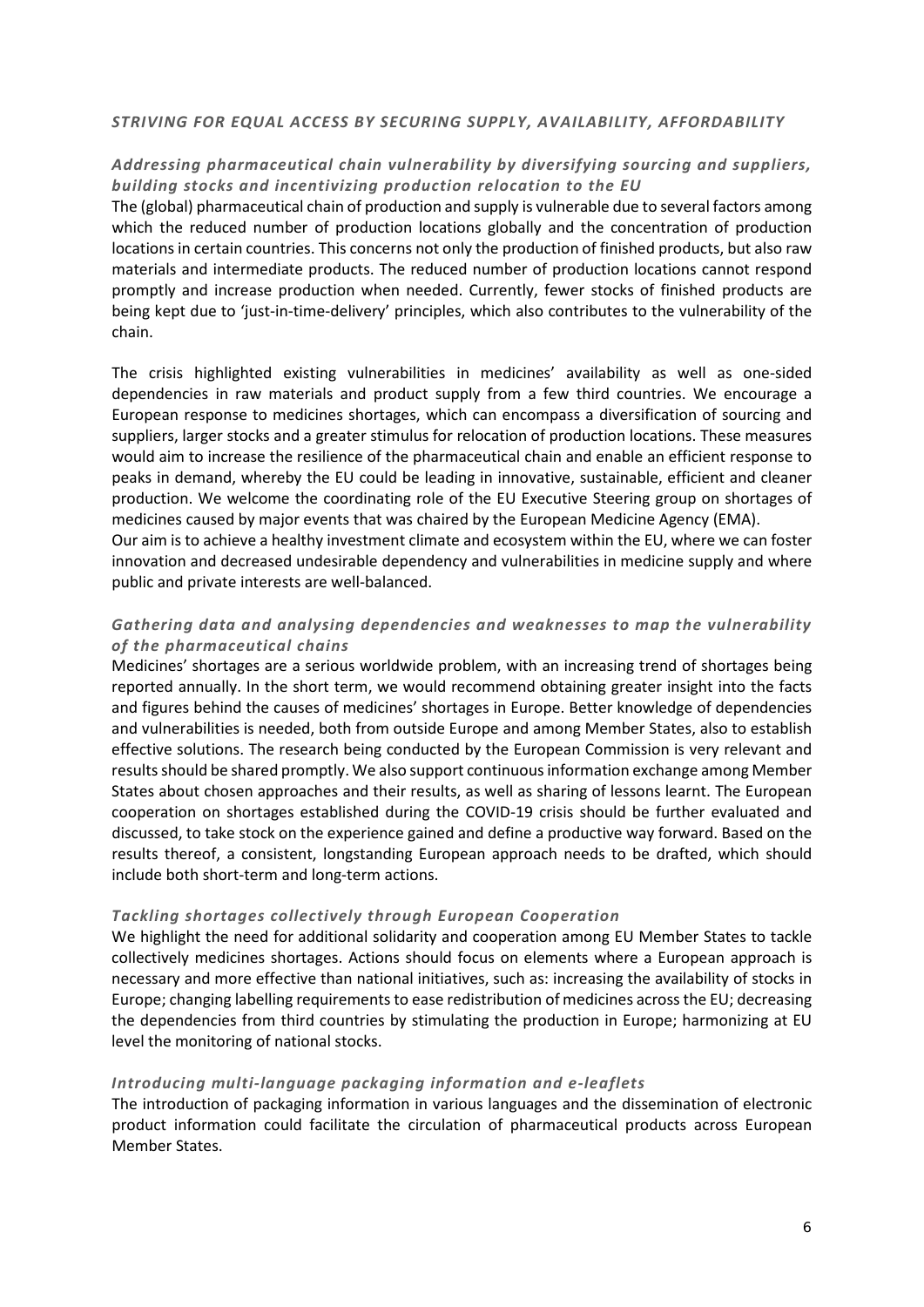### *STRIVING FOR EQUAL ACCESS BY SECURING SUPPLY, AVAILABILITY, AFFORDABILITY*

#### ***Addressing pharmaceutical chain vulnerability by diversifying sourcing and suppliers, building stocks and incentivizing production relocation to the EU***

The (global) pharmaceutical chain of production and supply is vulnerable due to several factors among which the reduced number of production locations globally and the concentration of production locations in certain countries. This concerns not only the production of finished products, but also raw materials and intermediate products. The reduced number of production locations cannot respond promptly and increase production when needed. Currently, fewer stocks of finished products are being kept due to 'just-in-time-delivery' principles, which also contributes to the vulnerability of the chain.

The crisis highlighted existing vulnerabilities in medicines' availability as well as one-sided dependencies in raw materials and product supply from a few third countries. We encourage a European response to medicines shortages, which can encompass a diversification of sourcing and suppliers, larger stocks and a greater stimulus for relocation of production locations. These measures would aim to increase the resilience of the pharmaceutical chain and enable an efficient response to peaks in demand, whereby the EU could be leading in innovative, sustainable, efficient and cleaner production. We welcome the coordinating role of the EU Executive Steering group on shortages of medicines caused by major events that was chaired by the European Medicine Agency (EMA).
Our aim is to achieve a healthy investment climate and ecosystem within the EU, where we can foster innovation and decreased undesirable dependency and vulnerabilities in medicine supply and where public and private interests are well-balanced.

#### ***Gathering data and analysing dependencies and weaknesses to map the vulnerability of the pharmaceutical chains***

Medicines' shortages are a serious worldwide problem, with an increasing trend of shortages being reported annually. In the short term, we would recommend obtaining greater insight into the facts and figures behind the causes of medicines' shortages in Europe. Better knowledge of dependencies and vulnerabilities is needed, both from outside Europe and among Member States, also to establish effective solutions. The research being conducted by the European Commission is very relevant and results should be shared promptly. We also support continuous information exchange among Member States about chosen approaches and their results, as well as sharing of lessons learnt. The European cooperation on shortages established during the COVID-19 crisis should be further evaluated and discussed, to take stock on the experience gained and define a productive way forward. Based on the results thereof, a consistent, longstanding European approach needs to be drafted, which should include both short-term and long-term actions.

#### ***Tackling shortages collectively through European Cooperation***

We highlight the need for additional solidarity and cooperation among EU Member States to tackle collectively medicines shortages. Actions should focus on elements where a European approach is necessary and more effective than national initiatives, such as: increasing the availability of stocks in Europe; changing labelling requirements to ease redistribution of medicines across the EU; decreasing the dependencies from third countries by stimulating the production in Europe; harmonizing at EU level the monitoring of national stocks.

#### ***Introducing multi-language packaging information and e-leaflets***

The introduction of packaging information in various languages and the dissemination of electronic product information could facilitate the circulation of pharmaceutical products across European Member States.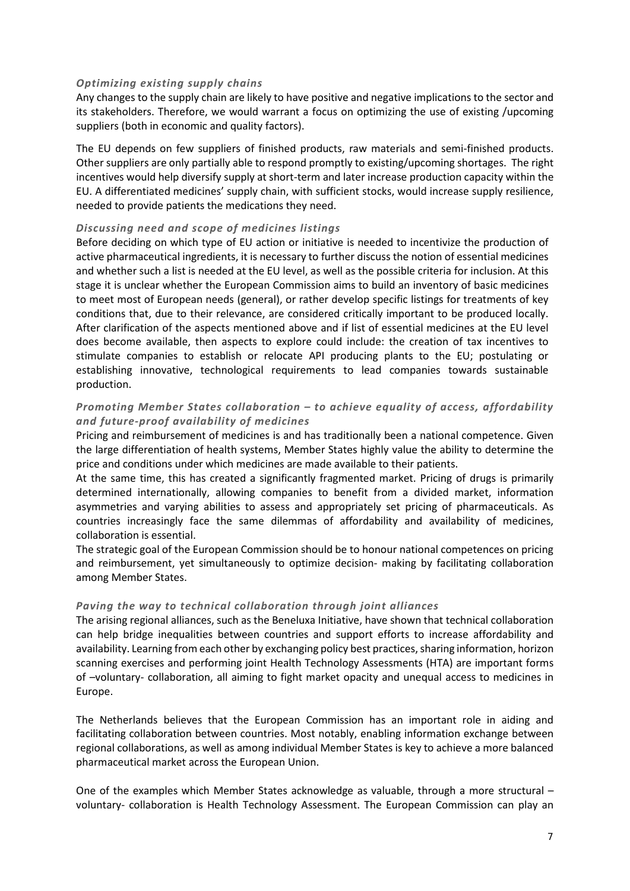### *Optimizing existing supply chains*

Any changes to the supply chain are likely to have positive and negative implications to the sector and its stakeholders. Therefore, we would warrant a focus on optimizing the use of existing /upcoming suppliers (both in economic and quality factors).

The EU depends on few suppliers of finished products, raw materials and semi-finished products. Other suppliers are only partially able to respond promptly to existing/upcoming shortages. The right incentives would help diversify supply at short-term and later increase production capacity within the EU. A differentiated medicines' supply chain, with sufficient stocks, would increase supply resilience, needed to provide patients the medications they need.

### *Discussing need and scope of medicines listings*

Before deciding on which type of EU action or initiative is needed to incentivize the production of active pharmaceutical ingredients, it is necessary to further discuss the notion of essential medicines and whether such a list is needed at the EU level, as well as the possible criteria for inclusion. At this stage it is unclear whether the European Commission aims to build an inventory of basic medicines to meet most of European needs (general), or rather develop specific listings for treatments of key conditions that, due to their relevance, are considered critically important to be produced locally. After clarification of the aspects mentioned above and if list of essential medicines at the EU level does become available, then aspects to explore could include: the creation of tax incentives to stimulate companies to establish or relocate API producing plants to the EU; postulating or establishing innovative, technological requirements to lead companies towards sustainable production.

### *Promoting Member States collaboration – to achieve equality of access, affordability and future-proof availability of medicines*

Pricing and reimbursement of medicines is and has traditionally been a national competence. Given the large differentiation of health systems, Member States highly value the ability to determine the price and conditions under which medicines are made available to their patients.

At the same time, this has created a significantly fragmented market. Pricing of drugs is primarily determined internationally, allowing companies to benefit from a divided market, information asymmetries and varying abilities to assess and appropriately set pricing of pharmaceuticals. As countries increasingly face the same dilemmas of affordability and availability of medicines, collaboration is essential.

The strategic goal of the European Commission should be to honour national competences on pricing and reimbursement, yet simultaneously to optimize decision- making by facilitating collaboration among Member States.

### *Paving the way to technical collaboration through joint alliances*

The arising regional alliances, such as the Beneluxa Initiative, have shown that technical collaboration can help bridge inequalities between countries and support efforts to increase affordability and availability. Learning from each other by exchanging policy best practices, sharing information, horizon scanning exercises and performing joint Health Technology Assessments (HTA) are important forms of –voluntary- collaboration, all aiming to fight market opacity and unequal access to medicines in Europe.

The Netherlands believes that the European Commission has an important role in aiding and facilitating collaboration between countries. Most notably, enabling information exchange between regional collaborations, as well as among individual Member States is key to achieve a more balanced pharmaceutical market across the European Union.

One of the examples which Member States acknowledge as valuable, through a more structural –voluntary- collaboration is Health Technology Assessment. The European Commission can play an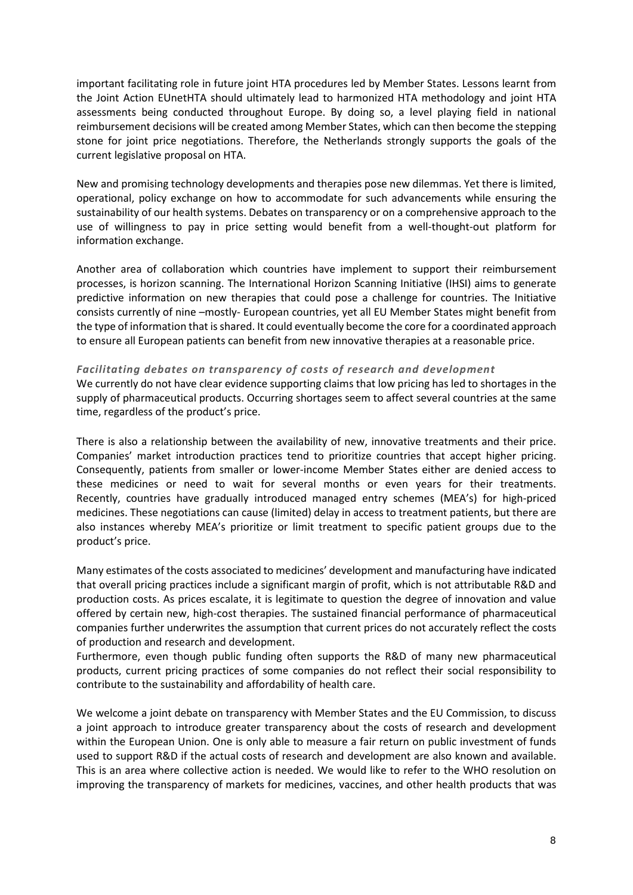important facilitating role in future joint HTA procedures led by Member States. Lessons learnt from the Joint Action EUnetHTA should ultimately lead to harmonized HTA methodology and joint HTA assessments being conducted throughout Europe. By doing so, a level playing field in national reimbursement decisions will be created among Member States, which can then become the stepping stone for joint price negotiations. Therefore, the Netherlands strongly supports the goals of the current legislative proposal on HTA.

New and promising technology developments and therapies pose new dilemmas. Yet there is limited, operational, policy exchange on how to accommodate for such advancements while ensuring the sustainability of our health systems. Debates on transparency or on a comprehensive approach to the use of willingness to pay in price setting would benefit from a well-thought-out platform for information exchange.

Another area of collaboration which countries have implement to support their reimbursement processes, is horizon scanning. The International Horizon Scanning Initiative (IHSI) aims to generate predictive information on new therapies that could pose a challenge for countries. The Initiative consists currently of nine –mostly- European countries, yet all EU Member States might benefit from the type of information that is shared. It could eventually become the core for a coordinated approach to ensure all European patients can benefit from new innovative therapies at a reasonable price.

***Facilitating debates on transparency of costs of research and development***

We currently do not have clear evidence supporting claims that low pricing has led to shortages in the supply of pharmaceutical products. Occurring shortages seem to affect several countries at the same time, regardless of the product's price.

There is also a relationship between the availability of new, innovative treatments and their price. Companies' market introduction practices tend to prioritize countries that accept higher pricing. Consequently, patients from smaller or lower-income Member States either are denied access to these medicines or need to wait for several months or even years for their treatments. Recently, countries have gradually introduced managed entry schemes (MEA's) for high-priced medicines. These negotiations can cause (limited) delay in access to treatment patients, but there are also instances whereby MEA's prioritize or limit treatment to specific patient groups due to the product's price.

Many estimates of the costs associated to medicines' development and manufacturing have indicated that overall pricing practices include a significant margin of profit, which is not attributable R&D and production costs. As prices escalate, it is legitimate to question the degree of innovation and value offered by certain new, high-cost therapies. The sustained financial performance of pharmaceutical companies further underwrites the assumption that current prices do not accurately reflect the costs of production and research and development.
Furthermore, even though public funding often supports the R&D of many new pharmaceutical products, current pricing practices of some companies do not reflect their social responsibility to contribute to the sustainability and affordability of health care.

We welcome a joint debate on transparency with Member States and the EU Commission, to discuss a joint approach to introduce greater transparency about the costs of research and development within the European Union. One is only able to measure a fair return on public investment of funds used to support R&D if the actual costs of research and development are also known and available. This is an area where collective action is needed. We would like to refer to the WHO resolution on improving the transparency of markets for medicines, vaccines, and other health products that was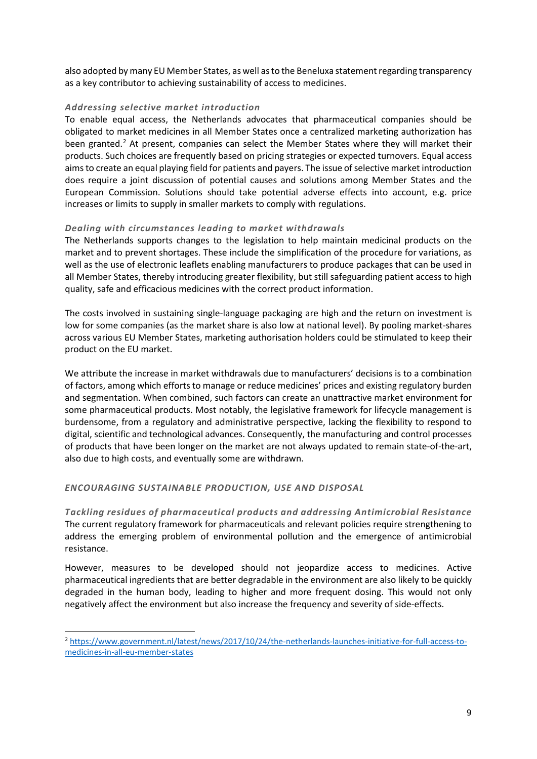also adopted by many EU Member States, as well as to the Beneluxa statement regarding transparency as a key contributor to achieving sustainability of access to medicines.

### *Addressing selective market introduction*

To enable equal access, the Netherlands advocates that pharmaceutical companies should be obligated to market medicines in all Member States once a centralized marketing authorization has been granted.[2] At present, companies can select the Member States where they will market their products. Such choices are frequently based on pricing strategies or expected turnovers. Equal access aims to create an equal playing field for patients and payers. The issue of selective market introduction does require a joint discussion of potential causes and solutions among Member States and the European Commission. Solutions should take potential adverse effects into account, e.g. price increases or limits to supply in smaller markets to comply with regulations.

### *Dealing with circumstances leading to market withdrawals*

The Netherlands supports changes to the legislation to help maintain medicinal products on the market and to prevent shortages. These include the simplification of the procedure for variations, as well as the use of electronic leaflets enabling manufacturers to produce packages that can be used in all Member States, thereby introducing greater flexibility, but still safeguarding patient access to high quality, safe and efficacious medicines with the correct product information.

The costs involved in sustaining single-language packaging are high and the return on investment is low for some companies (as the market share is also low at national level). By pooling market-shares across various EU Member States, marketing authorisation holders could be stimulated to keep their product on the EU market.

We attribute the increase in market withdrawals due to manufacturers' decisions is to a combination of factors, among which efforts to manage or reduce medicines' prices and existing regulatory burden and segmentation. When combined, such factors can create an unattractive market environment for some pharmaceutical products. Most notably, the legislative framework for lifecycle management is burdensome, from a regulatory and administrative perspective, lacking the flexibility to respond to digital, scientific and technological advances. Consequently, the manufacturing and control processes of products that have been longer on the market are not always updated to remain state-of-the-art, also due to high costs, and eventually some are withdrawn.

## *ENCOURAGING SUSTAINABLE PRODUCTION, USE AND DISPOSAL*

### *Tackling residues of pharmaceutical products and addressing Antimicrobial Resistance*

The current regulatory framework for pharmaceuticals and relevant policies require strengthening to address the emerging problem of environmental pollution and the emergence of antimicrobial resistance.

However, measures to be developed should not jeopardize access to medicines. Active pharmaceutical ingredients that are better degradable in the environment are also likely to be quickly degraded in the human body, leading to higher and more frequent dosing. This would not only negatively affect the environment but also increase the frequency and severity of side-effects.

---

[2] https://www.government.nl/latest/news/2017/10/24/the-netherlands-launches-initiative-for-full-access-to-medicines-in-all-eu-member-states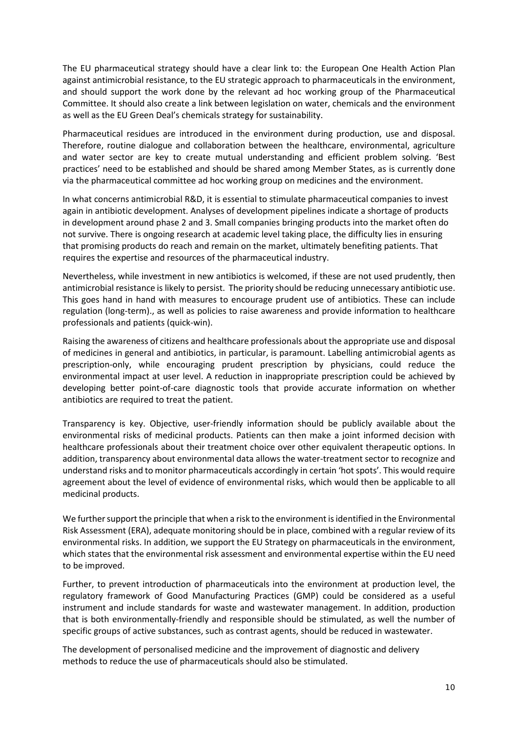The EU pharmaceutical strategy should have a clear link to: the European One Health Action Plan against antimicrobial resistance, to the EU strategic approach to pharmaceuticals in the environment, and should support the work done by the relevant ad hoc working group of the Pharmaceutical Committee. It should also create a link between legislation on water, chemicals and the environment as well as the EU Green Deal's chemicals strategy for sustainability.

Pharmaceutical residues are introduced in the environment during production, use and disposal. Therefore, routine dialogue and collaboration between the healthcare, environmental, agriculture and water sector are key to create mutual understanding and efficient problem solving. 'Best practices' need to be established and should be shared among Member States, as is currently done via the pharmaceutical committee ad hoc working group on medicines and the environment.

In what concerns antimicrobial R&D, it is essential to stimulate pharmaceutical companies to invest again in antibiotic development. Analyses of development pipelines indicate a shortage of products in development around phase 2 and 3. Small companies bringing products into the market often do not survive. There is ongoing research at academic level taking place, the difficulty lies in ensuring that promising products do reach and remain on the market, ultimately benefiting patients. That requires the expertise and resources of the pharmaceutical industry.

Nevertheless, while investment in new antibiotics is welcomed, if these are not used prudently, then antimicrobial resistance is likely to persist. The priority should be reducing unnecessary antibiotic use. This goes hand in hand with measures to encourage prudent use of antibiotics. These can include regulation (long-term)., as well as policies to raise awareness and provide information to healthcare professionals and patients (quick-win).

Raising the awareness of citizens and healthcare professionals about the appropriate use and disposal of medicines in general and antibiotics, in particular, is paramount. Labelling antimicrobial agents as prescription-only, while encouraging prudent prescription by physicians, could reduce the environmental impact at user level. A reduction in inappropriate prescription could be achieved by developing better point-of-care diagnostic tools that provide accurate information on whether antibiotics are required to treat the patient.

Transparency is key. Objective, user-friendly information should be publicly available about the environmental risks of medicinal products. Patients can then make a joint informed decision with healthcare professionals about their treatment choice over other equivalent therapeutic options. In addition, transparency about environmental data allows the water-treatment sector to recognize and understand risks and to monitor pharmaceuticals accordingly in certain 'hot spots'. This would require agreement about the level of evidence of environmental risks, which would then be applicable to all medicinal products.

We further support the principle that when a risk to the environment is identified in the Environmental Risk Assessment (ERA), adequate monitoring should be in place, combined with a regular review of its environmental risks. In addition, we support the EU Strategy on pharmaceuticals in the environment, which states that the environmental risk assessment and environmental expertise within the EU need to be improved.

Further, to prevent introduction of pharmaceuticals into the environment at production level, the regulatory framework of Good Manufacturing Practices (GMP) could be considered as a useful instrument and include standards for waste and wastewater management. In addition, production that is both environmentally-friendly and responsible should be stimulated, as well the number of specific groups of active substances, such as contrast agents, should be reduced in wastewater.

The development of personalised medicine and the improvement of diagnostic and delivery methods to reduce the use of pharmaceuticals should also be stimulated.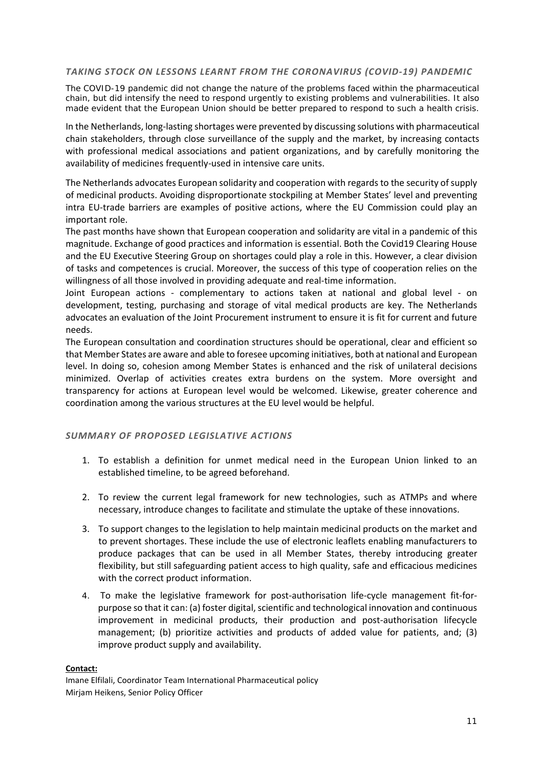### *TAKING STOCK ON LESSONS LEARNT FROM THE CORONAVIRUS (COVID-19) PANDEMIC*

The COVID-19 pandemic did not change the nature of the problems faced within the pharmaceutical chain, but did intensify the need to respond urgently to existing problems and vulnerabilities. It also made evident that the European Union should be better prepared to respond to such a health crisis.

In the Netherlands, long-lasting shortages were prevented by discussing solutions with pharmaceutical chain stakeholders, through close surveillance of the supply and the market, by increasing contacts with professional medical associations and patient organizations, and by carefully monitoring the availability of medicines frequently-used in intensive care units.

The Netherlands advocates European solidarity and cooperation with regards to the security of supply of medicinal products. Avoiding disproportionate stockpiling at Member States' level and preventing intra EU-trade barriers are examples of positive actions, where the EU Commission could play an important role.

The past months have shown that European cooperation and solidarity are vital in a pandemic of this magnitude. Exchange of good practices and information is essential. Both the Covid19 Clearing House and the EU Executive Steering Group on shortages could play a role in this. However, a clear division of tasks and competences is crucial. Moreover, the success of this type of cooperation relies on the willingness of all those involved in providing adequate and real-time information.

Joint European actions - complementary to actions taken at national and global level - on development, testing, purchasing and storage of vital medical products are key. The Netherlands advocates an evaluation of the Joint Procurement instrument to ensure it is fit for current and future needs.

The European consultation and coordination structures should be operational, clear and efficient so that Member States are aware and able to foresee upcoming initiatives, both at national and European level. In doing so, cohesion among Member States is enhanced and the risk of unilateral decisions minimized. Overlap of activities creates extra burdens on the system. More oversight and transparency for actions at European level would be welcomed. Likewise, greater coherence and coordination among the various structures at the EU level would be helpful.

### *SUMMARY OF PROPOSED LEGISLATIVE ACTIONS*

1. To establish a definition for unmet medical need in the European Union linked to an established timeline, to be agreed beforehand.
2. To review the current legal framework for new technologies, such as ATMPs and where necessary, introduce changes to facilitate and stimulate the uptake of these innovations.
3. To support changes to the legislation to help maintain medicinal products on the market and to prevent shortages. These include the use of electronic leaflets enabling manufacturers to produce packages that can be used in all Member States, thereby introducing greater flexibility, but still safeguarding patient access to high quality, safe and efficacious medicines with the correct product information.
4. To make the legislative framework for post-authorisation life-cycle management fit-for-purpose so that it can: (a) foster digital, scientific and technological innovation and continuous improvement in medicinal products, their production and post-authorisation lifecycle management; (b) prioritize activities and products of added value for patients, and; (3) improve product supply and availability.

**Contact:**

Imane Elfilali, Coordinator Team International Pharmaceutical policy
Mirjam Heikens, Senior Policy Officer